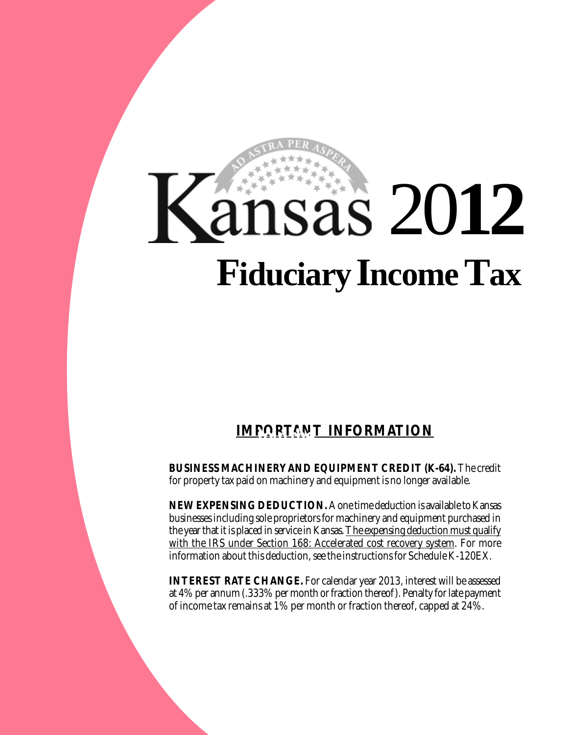# Kansas 2012

# Fiduciary Income Tax

## IMPORTANT INFORMATION

**BUSINESS MACHINERY AND EQUIPMENT CREDIT (K-64).** The credit for property tax paid on machinery and equipment is no longer available.

**NEW EXPENSING DEDUCTION.** A one time deduction is available to Kansas businesses including sole proprietors for machinery and equipment purchased in the year that it is placed in service in Kansas. The expensing deduction must qualify with the IRS under Section 168: Accelerated cost recovery system. For more information about this deduction, see the instructions for Schedule K-120EX.

**INTEREST RATE CHANGE.** For calendar year 2013, interest will be assessed at 4% per annum (.333% per month or fraction thereof). Penalty for late payment of income tax remains at 1% per month or fraction thereof, capped at 24%.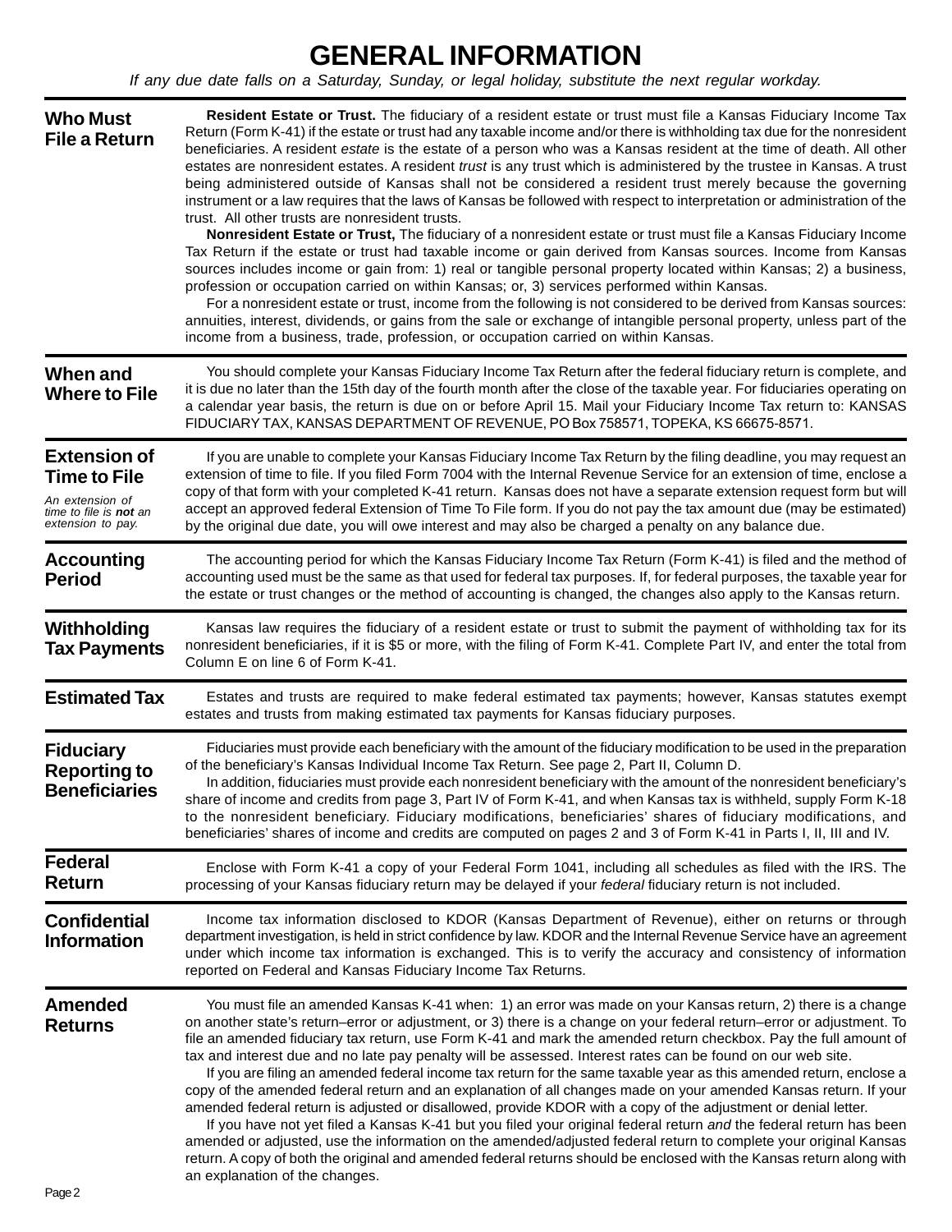# GENERAL INFORMATION

*If any due date falls on a Saturday, Sunday, or legal holiday, substitute the next regular workday.*

## Who Must File a Return

**Resident Estate or Trust.** The fiduciary of a resident estate or trust must file a Kansas Fiduciary Income Tax Return (Form K-41) if the estate or trust had any taxable income and/or there is withholding tax due for the nonresident beneficiaries. A resident *estate* is the estate of a person who was a Kansas resident at the time of death. All other estates are nonresident estates. A resident *trust* is any trust which is administered by the trustee in Kansas. A trust being administered outside of Kansas shall not be considered a resident trust merely because the governing instrument or a law requires that the laws of Kansas be followed with respect to interpretation or administration of the trust. All other trusts are nonresident trusts.

**Nonresident Estate or Trust,** The fiduciary of a nonresident estate or trust must file a Kansas Fiduciary Income Tax Return if the estate or trust had taxable income or gain derived from Kansas sources. Income from Kansas sources includes income or gain from: 1) real or tangible personal property located within Kansas; 2) a business, profession or occupation carried on within Kansas; or, 3) services performed within Kansas.

For a nonresident estate or trust, income from the following is not considered to be derived from Kansas sources: annuities, interest, dividends, or gains from the sale or exchange of intangible personal property, unless part of the income from a business, trade, profession, or occupation carried on within Kansas.

## When and Where to File

You should complete your Kansas Fiduciary Income Tax Return after the federal fiduciary return is complete, and it is due no later than the 15th day of the fourth month after the close of the taxable year. For fiduciaries operating on a calendar year basis, the return is due on or before April 15. Mail your Fiduciary Income Tax return to: KANSAS FIDUCIARY TAX, KANSAS DEPARTMENT OF REVENUE, PO Box 758571, TOPEKA, KS 66675-8571.

## Extension of Time to File

*An extension of time to file is **not** an extension to pay.*

If you are unable to complete your Kansas Fiduciary Income Tax Return by the filing deadline, you may request an extension of time to file. If you filed Form 7004 with the Internal Revenue Service for an extension of time, enclose a copy of that form with your completed K-41 return. Kansas does not have a separate extension request form but will accept an approved federal Extension of Time To File form. If you do not pay the tax amount due (may be estimated) by the original due date, you will owe interest and may also be charged a penalty on any balance due.

## Accounting Period

The accounting period for which the Kansas Fiduciary Income Tax Return (Form K-41) is filed and the method of accounting used must be the same as that used for federal tax purposes. If, for federal purposes, the taxable year for the estate or trust changes or the method of accounting is changed, the changes also apply to the Kansas return.

## Withholding Tax Payments

Kansas law requires the fiduciary of a resident estate or trust to submit the payment of withholding tax for its nonresident beneficiaries, if it is $5 or more, with the filing of Form K-41. Complete Part IV, and enter the total from Column E on line 6 of Form K-41.

## Estimated Tax

Estates and trusts are required to make federal estimated tax payments; however, Kansas statutes exempt estates and trusts from making estimated tax payments for Kansas fiduciary purposes.

## Fiduciary Reporting to Beneficiaries

Fiduciaries must provide each beneficiary with the amount of the fiduciary modification to be used in the preparation of the beneficiary's Kansas Individual Income Tax Return. See page 2, Part II, Column D.

In addition, fiduciaries must provide each nonresident beneficiary with the amount of the nonresident beneficiary's share of income and credits from page 3, Part IV of Form K-41, and when Kansas tax is withheld, supply Form K-18 to the nonresident beneficiary. Fiduciary modifications, beneficiaries' shares of fiduciary modifications, and beneficiaries' shares of income and credits are computed on pages 2 and 3 of Form K-41 in Parts I, II, III and IV.

## Federal Return

Enclose with Form K-41 a copy of your Federal Form 1041, including all schedules as filed with the IRS. The processing of your Kansas fiduciary return may be delayed if your *federal* fiduciary return is not included.

## Confidential Information

Income tax information disclosed to KDOR (Kansas Department of Revenue), either on returns or through department investigation, is held in strict confidence by law. KDOR and the Internal Revenue Service have an agreement under which income tax information is exchanged. This is to verify the accuracy and consistency of information reported on Federal and Kansas Fiduciary Income Tax Returns.

## Amended Returns

You must file an amended Kansas K-41 when: 1) an error was made on your Kansas return, 2) there is a change on another state's return–error or adjustment, or 3) there is a change on your federal return–error or adjustment. To file an amended fiduciary tax return, use Form K-41 and mark the amended return checkbox. Pay the full amount of tax and interest due and no late pay penalty will be assessed. Interest rates can be found on our web site.

If you are filing an amended federal income tax return for the same taxable year as this amended return, enclose a copy of the amended federal return and an explanation of all changes made on your amended Kansas return. If your amended federal return is adjusted or disallowed, provide KDOR with a copy of the adjustment or denial letter.

If you have not yet filed a Kansas K-41 but you filed your original federal return *and* the federal return has been amended or adjusted, use the information on the amended/adjusted federal return to complete your original Kansas return. A copy of both the original and amended federal returns should be enclosed with the Kansas return along with an explanation of the changes.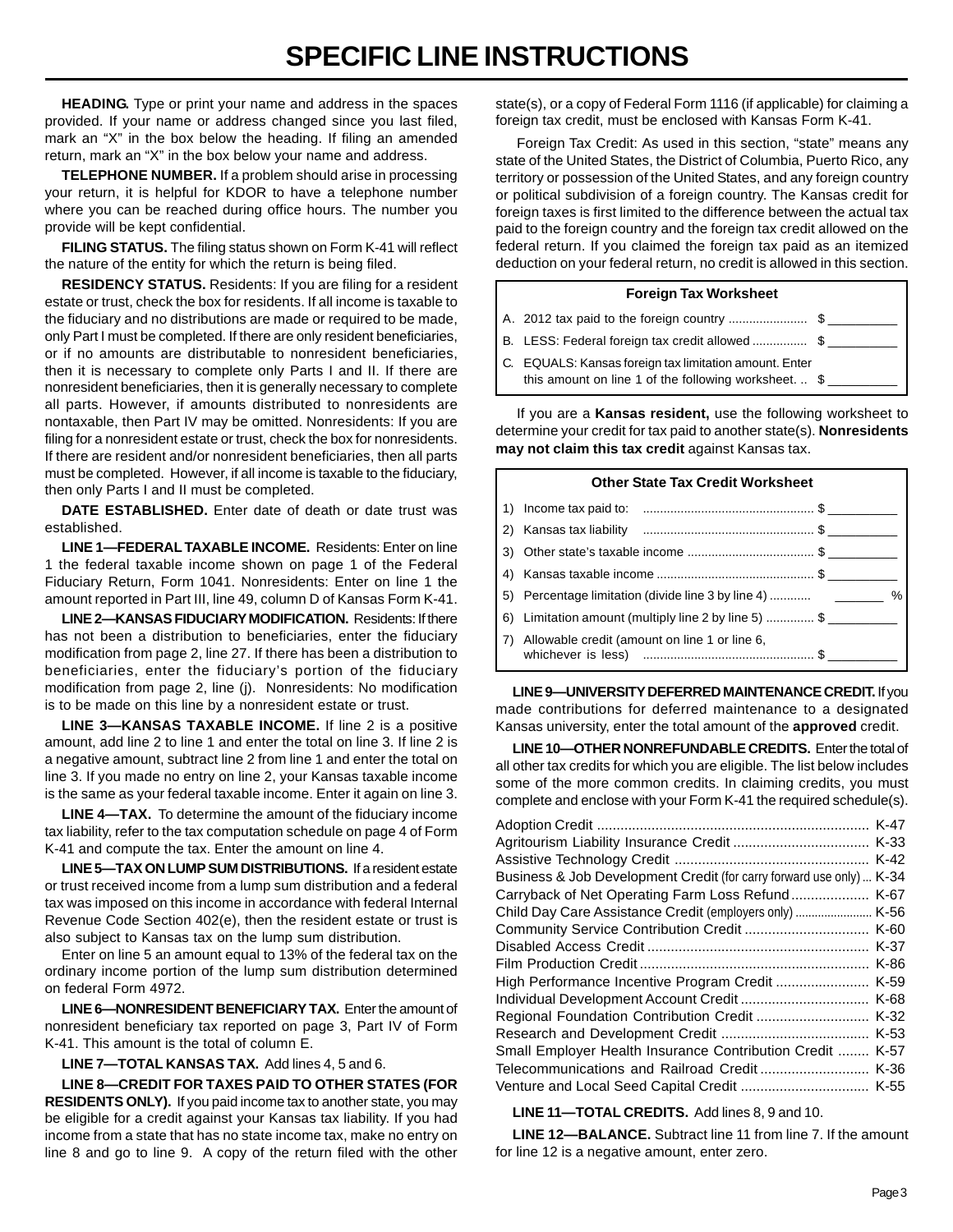# SPECIFIC LINE INSTRUCTIONS

**HEADING.** Type or print your name and address in the spaces provided. If your name or address changed since you last filed, mark an "X" in the box below the heading. If filing an amended return, mark an "X" in the box below your name and address.

**TELEPHONE NUMBER.** If a problem should arise in processing your return, it is helpful for KDOR to have a telephone number where you can be reached during office hours. The number you provide will be kept confidential.

**FILING STATUS.** The filing status shown on Form K-41 will reflect the nature of the entity for which the return is being filed.

**RESIDENCY STATUS.** Residents: If you are filing for a resident estate or trust, check the box for residents. If all income is taxable to the fiduciary and no distributions are made or required to be made, only Part I must be completed. If there are only resident beneficiaries, or if no amounts are distributable to nonresident beneficiaries, then it is necessary to complete only Parts I and II. If there are nonresident beneficiaries, then it is generally necessary to complete all parts. However, if amounts distributed to nonresidents are nontaxable, then Part IV may be omitted. Nonresidents: If you are filing for a nonresident estate or trust, check the box for nonresidents. If there are resident and/or nonresident beneficiaries, then all parts must be completed. However, if all income is taxable to the fiduciary, then only Parts I and II must be completed.

**DATE ESTABLISHED.** Enter date of death or date trust was established.

**LINE 1—FEDERAL TAXABLE INCOME.** Residents: Enter on line 1 the federal taxable income shown on page 1 of the Federal Fiduciary Return, Form 1041. Nonresidents: Enter on line 1 the amount reported in Part III, line 49, column D of Kansas Form K-41.

**LINE 2—KANSAS FIDUCIARY MODIFICATION.** Residents: If there has not been a distribution to beneficiaries, enter the fiduciary modification from page 2, line 27. If there has been a distribution to beneficiaries, enter the fiduciary's portion of the fiduciary modification from page 2, line (j). Nonresidents: No modification is to be made on this line by a nonresident estate or trust.

**LINE 3—KANSAS TAXABLE INCOME.** If line 2 is a positive amount, add line 2 to line 1 and enter the total on line 3. If line 2 is a negative amount, subtract line 2 from line 1 and enter the total on line 3. If you made no entry on line 2, your Kansas taxable income is the same as your federal taxable income. Enter it again on line 3.

**LINE 4—TAX.** To determine the amount of the fiduciary income tax liability, refer to the tax computation schedule on page 4 of Form K-41 and compute the tax. Enter the amount on line 4.

**LINE 5—TAX ON LUMP SUM DISTRIBUTIONS.** If a resident estate or trust received income from a lump sum distribution and a federal tax was imposed on this income in accordance with federal Internal Revenue Code Section 402(e), then the resident estate or trust is also subject to Kansas tax on the lump sum distribution.

Enter on line 5 an amount equal to 13% of the federal tax on the ordinary income portion of the lump sum distribution determined on federal Form 4972.

**LINE 6—NONRESIDENT BENEFICIARY TAX.** Enter the amount of nonresident beneficiary tax reported on page 3, Part IV of Form K-41. This amount is the total of column E.

**LINE 7—TOTAL KANSAS TAX.** Add lines 4, 5 and 6.

**LINE 8—CREDIT FOR TAXES PAID TO OTHER STATES (FOR RESIDENTS ONLY).** If you paid income tax to another state, you may be eligible for a credit against your Kansas tax liability. If you had income from a state that has no state income tax, make no entry on line 8 and go to line 9. A copy of the return filed with the other state(s), or a copy of Federal Form 1116 (if applicable) for claiming a foreign tax credit, must be enclosed with Kansas Form K-41.

Foreign Tax Credit: As used in this section, "state" means any state of the United States, the District of Columbia, Puerto Rico, any territory or possession of the United States, and any foreign country or political subdivision of a foreign country. The Kansas credit for foreign taxes is first limited to the difference between the actual tax paid to the foreign country and the foreign tax credit allowed on the federal return. If you claimed the foreign tax paid as an itemized deduction on your federal return, no credit is allowed in this section.

| Foreign Tax Worksheet | |
|---|---|
| A. 2012 tax paid to the foreign country | $ __________ |
| B. LESS: Federal foreign tax credit allowed | $ __________ |
| C. EQUALS: Kansas foreign tax limitation amount. Enter this amount on line 1 of the following worksheet. | $ __________ |

If you are a **Kansas resident,** use the following worksheet to determine your credit for tax paid to another state(s). **Nonresidents may not claim this tax credit** against Kansas tax.

| Other State Tax Credit Worksheet | |
|---|---|
| 1) Income tax paid to: | $ __________ |
| 2) Kansas tax liability | $ __________ |
| 3) Other state's taxable income | $ __________ |
| 4) Kansas taxable income | $ __________ |
| 5) Percentage limitation (divide line 3 by line 4) | _______ % |
| 6) Limitation amount (multiply line 2 by line 5) | $ __________ |
| 7) Allowable credit (amount on line 1 or line 6, whichever is less) | $ __________ |

**LINE 9—UNIVERSITY DEFERRED MAINTENANCE CREDIT.** If you made contributions for deferred maintenance to a designated Kansas university, enter the total amount of the **approved** credit.

**LINE 10—OTHER NONREFUNDABLE CREDITS.** Enter the total of all other tax credits for which you are eligible. The list below includes some of the more common credits. In claiming credits, you must complete and enclose with your Form K-41 the required schedule(s).

| Credit | Schedule |
|---|---|
| Adoption Credit | K-47 |
| Agritourism Liability Insurance Credit | K-33 |
| Assistive Technology Credit | K-42 |
| Business & Job Development Credit (for carry forward use only) | K-34 |
| Carryback of Net Operating Farm Loss Refund | K-67 |
| Child Day Care Assistance Credit (employers only) | K-56 |
| Community Service Contribution Credit | K-60 |
| Disabled Access Credit | K-37 |
| Film Production Credit | K-86 |
| High Performance Incentive Program Credit | K-59 |
| Individual Development Account Credit | K-68 |
| Regional Foundation Contribution Credit | K-32 |
| Research and Development Credit | K-53 |
| Small Employer Health Insurance Contribution Credit | K-57 |
| Telecommunications and Railroad Credit | K-36 |
| Venture and Local Seed Capital Credit | K-55 |

**LINE 11—TOTAL CREDITS.** Add lines 8, 9 and 10.

**LINE 12—BALANCE.** Subtract line 11 from line 7. If the amount for line 12 is a negative amount, enter zero.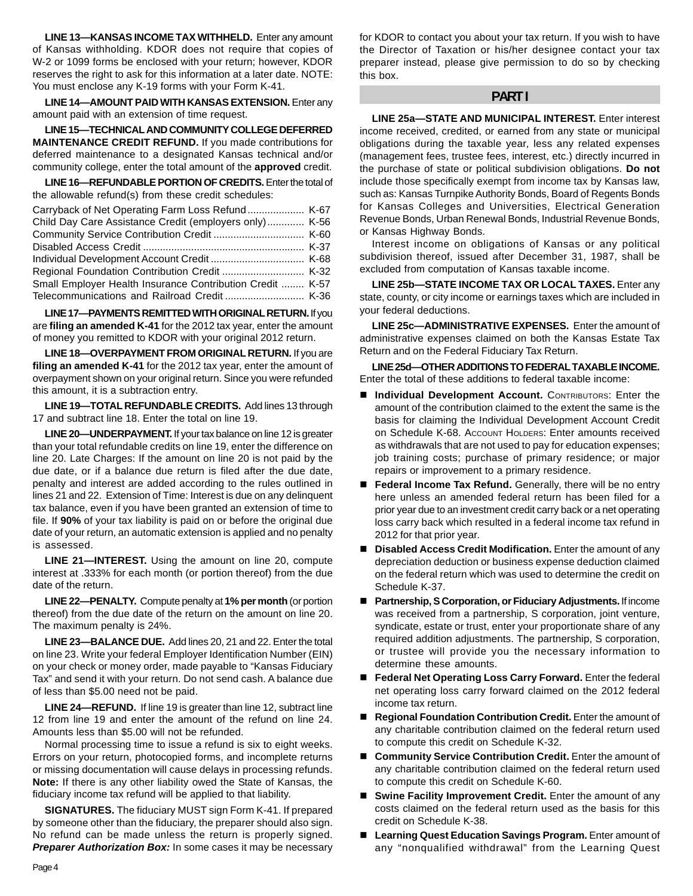**LINE 13—KANSAS INCOME TAX WITHHELD.** Enter any amount of Kansas withholding. KDOR does not require that copies of W-2 or 1099 forms be enclosed with your return; however, KDOR reserves the right to ask for this information at a later date. NOTE: You must enclose any K-19 forms with your Form K-41.

**LINE 14—AMOUNT PAID WITH KANSAS EXTENSION.** Enter any amount paid with an extension of time request.

**LINE 15—TECHNICAL AND COMMUNITY COLLEGE DEFERRED MAINTENANCE CREDIT REFUND.** If you made contributions for deferred maintenance to a designated Kansas technical and/or community college, enter the total amount of the **approved** credit.

**LINE 16—REFUNDABLE PORTION OF CREDITS.** Enter the total of the allowable refund(s) from these credit schedules:

| | |
|---|---|
| Carryback of Net Operating Farm Loss Refund | K-67 |
| Child Day Care Assistance Credit (employers only) | K-56 |
| Community Service Contribution Credit | K-60 |
| Disabled Access Credit | K-37 |
| Individual Development Account Credit | K-68 |
| Regional Foundation Contribution Credit | K-32 |
| Small Employer Health Insurance Contribution Credit | K-57 |
| Telecommunications and Railroad Credit | K-36 |

**LINE 17—PAYMENTS REMITTED WITH ORIGINAL RETURN.** If you are **filing an amended K-41** for the 2012 tax year, enter the amount of money you remitted to KDOR with your original 2012 return.

**LINE 18—OVERPAYMENT FROM ORIGINAL RETURN.** If you are **filing an amended K-41** for the 2012 tax year, enter the amount of overpayment shown on your original return. Since you were refunded this amount, it is a subtraction entry.

**LINE 19—TOTAL REFUNDABLE CREDITS.** Add lines 13 through 17 and subtract line 18. Enter the total on line 19.

**LINE 20—UNDERPAYMENT.** If your tax balance on line 12 is greater than your total refundable credits on line 19, enter the difference on line 20. Late Charges: If the amount on line 20 is not paid by the due date, or if a balance due return is filed after the due date, penalty and interest are added according to the rules outlined in lines 21 and 22. Extension of Time: Interest is due on any delinquent tax balance, even if you have been granted an extension of time to file. If **90%** of your tax liability is paid on or before the original due date of your return, an automatic extension is applied and no penalty is assessed.

**LINE 21—INTEREST.** Using the amount on line 20, compute interest at .333% for each month (or portion thereof) from the due date of the return.

**LINE 22—PENALTY.** Compute penalty at **1% per month** (or portion thereof) from the due date of the return on the amount on line 20. The maximum penalty is 24%.

**LINE 23—BALANCE DUE.** Add lines 20, 21 and 22. Enter the total on line 23. Write your federal Employer Identification Number (EIN) on your check or money order, made payable to "Kansas Fiduciary Tax" and send it with your return. Do not send cash. A balance due of less than $5.00 need not be paid.

**LINE 24—REFUND.** If line 19 is greater than line 12, subtract line 12 from line 19 and enter the amount of the refund on line 24. Amounts less than $5.00 will not be refunded.

Normal processing time to issue a refund is six to eight weeks. Errors on your return, photocopied forms, and incomplete returns or missing documentation will cause delays in processing refunds. **Note:** If there is any other liability owed the State of Kansas, the fiduciary income tax refund will be applied to that liability.

**SIGNATURES.** The fiduciary MUST sign Form K-41. If prepared by someone other than the fiduciary, the preparer should also sign. No refund can be made unless the return is properly signed. ***Preparer Authorization Box:*** In some cases it may be necessary for KDOR to contact you about your tax return. If you wish to have the Director of Taxation or his/her designee contact your tax preparer instead, please give permission to do so by checking this box.

## PART I

**LINE 25a—STATE AND MUNICIPAL INTEREST.** Enter interest income received, credited, or earned from any state or municipal obligations during the taxable year, less any related expenses (management fees, trustee fees, interest, etc.) directly incurred in the purchase of state or political subdivision obligations. **Do not** include those specifically exempt from income tax by Kansas law, such as: Kansas Turnpike Authority Bonds, Board of Regents Bonds for Kansas Colleges and Universities, Electrical Generation Revenue Bonds, Urban Renewal Bonds, Industrial Revenue Bonds, or Kansas Highway Bonds.

Interest income on obligations of Kansas or any political subdivision thereof, issued after December 31, 1987, shall be excluded from computation of Kansas taxable income.

**LINE 25b—STATE INCOME TAX OR LOCAL TAXES.** Enter any state, county, or city income or earnings taxes which are included in your federal deductions.

**LINE 25c—ADMINISTRATIVE EXPENSES.** Enter the amount of administrative expenses claimed on both the Kansas Estate Tax Return and on the Federal Fiduciary Tax Return.

**LINE 25d—OTHER ADDITIONS TO FEDERAL TAXABLE INCOME.** Enter the total of these additions to federal taxable income:

- **Individual Development Account.** CONTRIBUTORS: Enter the amount of the contribution claimed to the extent the same is the basis for claiming the Individual Development Account Credit on Schedule K-68. ACCOUNT HOLDERS: Enter amounts received as withdrawals that are not used to pay for education expenses; job training costs; purchase of primary residence; or major repairs or improvement to a primary residence.
- **Federal Income Tax Refund.** Generally, there will be no entry here unless an amended federal return has been filed for a prior year due to an investment credit carry back or a net operating loss carry back which resulted in a federal income tax refund in 2012 for that prior year.
- **Disabled Access Credit Modification.** Enter the amount of any depreciation deduction or business expense deduction claimed on the federal return which was used to determine the credit on Schedule K-37.
- **Partnership, S Corporation, or Fiduciary Adjustments.** If income was received from a partnership, S corporation, joint venture, syndicate, estate or trust, enter your proportionate share of any required addition adjustments. The partnership, S corporation, or trustee will provide you the necessary information to determine these amounts.
- **Federal Net Operating Loss Carry Forward.** Enter the federal net operating loss carry forward claimed on the 2012 federal income tax return.
- **Regional Foundation Contribution Credit.** Enter the amount of any charitable contribution claimed on the federal return used to compute this credit on Schedule K-32.
- **Community Service Contribution Credit.** Enter the amount of any charitable contribution claimed on the federal return used to compute this credit on Schedule K-60.
- **Swine Facility Improvement Credit.** Enter the amount of any costs claimed on the federal return used as the basis for this credit on Schedule K-38.
- **Learning Quest Education Savings Program.** Enter amount of any "nonqualified withdrawal" from the Learning Quest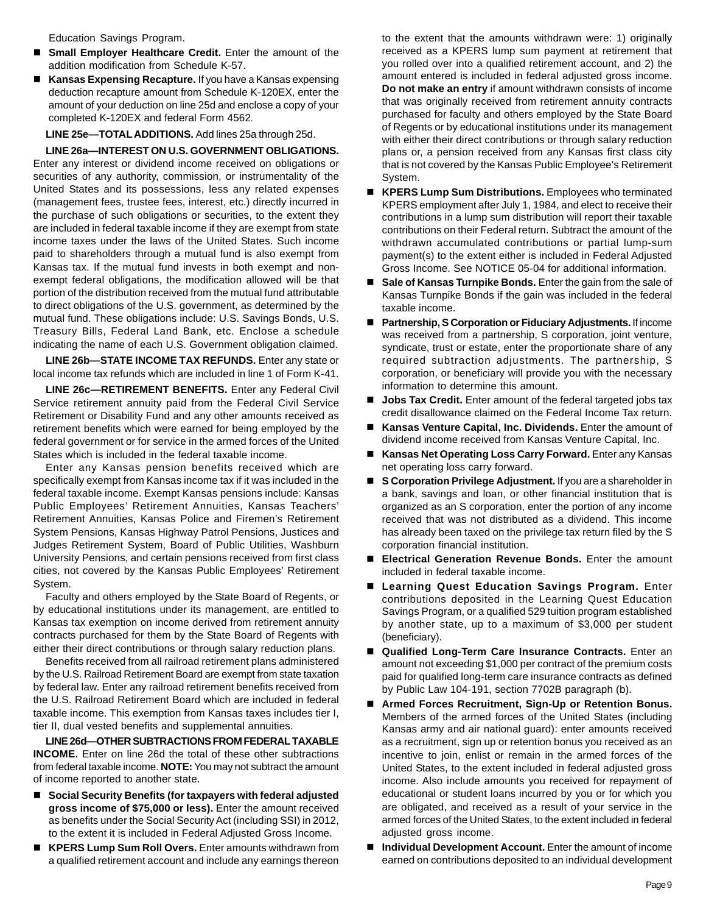Education Savings Program.

- **Small Employer Healthcare Credit.** Enter the amount of the addition modification from Schedule K-57.
- **Kansas Expensing Recapture.** If you have a Kansas expensing deduction recapture amount from Schedule K-120EX, enter the amount of your deduction on line 25d and enclose a copy of your completed K-120EX and federal Form 4562.

**LINE 25e—TOTAL ADDITIONS.** Add lines 25a through 25d.

**LINE 26a—INTEREST ON U.S. GOVERNMENT OBLIGATIONS.** Enter any interest or dividend income received on obligations or securities of any authority, commission, or instrumentality of the United States and its possessions, less any related expenses (management fees, trustee fees, interest, etc.) directly incurred in the purchase of such obligations or securities, to the extent they are included in federal taxable income if they are exempt from state income taxes under the laws of the United States. Such income paid to shareholders through a mutual fund is also exempt from Kansas tax. If the mutual fund invests in both exempt and non-exempt federal obligations, the modification allowed will be that portion of the distribution received from the mutual fund attributable to direct obligations of the U.S. government, as determined by the mutual fund. These obligations include: U.S. Savings Bonds, U.S. Treasury Bills, Federal Land Bank, etc. Enclose a schedule indicating the name of each U.S. Government obligation claimed.

**LINE 26b—STATE INCOME TAX REFUNDS.** Enter any state or local income tax refunds which are included in line 1 of Form K-41.

**LINE 26c—RETIREMENT BENEFITS.** Enter any Federal Civil Service retirement annuity paid from the Federal Civil Service Retirement or Disability Fund and any other amounts received as retirement benefits which were earned for being employed by the federal government or for service in the armed forces of the United States which is included in the federal taxable income.

Enter any Kansas pension benefits received which are specifically exempt from Kansas income tax if it was included in the federal taxable income. Exempt Kansas pensions include: Kansas Public Employees' Retirement Annuities, Kansas Teachers' Retirement Annuities, Kansas Police and Firemen's Retirement System Pensions, Kansas Highway Patrol Pensions, Justices and Judges Retirement System, Board of Public Utilities, Washburn University Pensions, and certain pensions received from first class cities, not covered by the Kansas Public Employees' Retirement System.

Faculty and others employed by the State Board of Regents, or by educational institutions under its management, are entitled to Kansas tax exemption on income derived from retirement annuity contracts purchased for them by the State Board of Regents with either their direct contributions or through salary reduction plans.

Benefits received from all railroad retirement plans administered by the U.S. Railroad Retirement Board are exempt from state taxation by federal law. Enter any railroad retirement benefits received from the U.S. Railroad Retirement Board which are included in federal taxable income. This exemption from Kansas taxes includes tier I, tier II, dual vested benefits and supplemental annuities.

**LINE 26d—OTHER SUBTRACTIONS FROM FEDERAL TAXABLE INCOME.** Enter on line 26d the total of these other subtractions from federal taxable income. **NOTE:** You may not subtract the amount of income reported to another state.

- **Social Security Benefits (for taxpayers with federal adjusted gross income of $75,000 or less).** Enter the amount received as benefits under the Social Security Act (including SSI) in 2012, to the extent it is included in Federal Adjusted Gross Income.
- **KPERS Lump Sum Roll Overs.** Enter amounts withdrawn from a qualified retirement account and include any earnings thereon to the extent that the amounts withdrawn were: 1) originally received as a KPERS lump sum payment at retirement that you rolled over into a qualified retirement account, and 2) the amount entered is included in federal adjusted gross income. **Do not make an entry** if amount withdrawn consists of income that was originally received from retirement annuity contracts purchased for faculty and others employed by the State Board of Regents or by educational institutions under its management with either their direct contributions or through salary reduction plans or, a pension received from any Kansas first class city that is not covered by the Kansas Public Employee's Retirement System.
- **KPERS Lump Sum Distributions.** Employees who terminated KPERS employment after July 1, 1984, and elect to receive their contributions in a lump sum distribution will report their taxable contributions on their Federal return. Subtract the amount of the withdrawn accumulated contributions or partial lump-sum payment(s) to the extent either is included in Federal Adjusted Gross Income. See NOTICE 05-04 for additional information.
- **Sale of Kansas Turnpike Bonds.** Enter the gain from the sale of Kansas Turnpike Bonds if the gain was included in the federal taxable income.
- **Partnership, S Corporation or Fiduciary Adjustments.** If income was received from a partnership, S corporation, joint venture, syndicate, trust or estate, enter the proportionate share of any required subtraction adjustments. The partnership, S corporation, or beneficiary will provide you with the necessary information to determine this amount.
- **Jobs Tax Credit.** Enter amount of the federal targeted jobs tax credit disallowance claimed on the Federal Income Tax return.
- **Kansas Venture Capital, Inc. Dividends.** Enter the amount of dividend income received from Kansas Venture Capital, Inc.
- **Kansas Net Operating Loss Carry Forward.** Enter any Kansas net operating loss carry forward.
- **S Corporation Privilege Adjustment.** If you are a shareholder in a bank, savings and loan, or other financial institution that is organized as an S corporation, enter the portion of any income received that was not distributed as a dividend. This income has already been taxed on the privilege tax return filed by the S corporation financial institution.
- **Electrical Generation Revenue Bonds.** Enter the amount included in federal taxable income.
- **Learning Quest Education Savings Program.** Enter contributions deposited in the Learning Quest Education Savings Program, or a qualified 529 tuition program established by another state, up to a maximum of $3,000 per student (beneficiary).
- **Qualified Long-Term Care Insurance Contracts.** Enter an amount not exceeding $1,000 per contract of the premium costs paid for qualified long-term care insurance contracts as defined by Public Law 104-191, section 7702B paragraph (b).
- **Armed Forces Recruitment, Sign-Up or Retention Bonus.** Members of the armed forces of the United States (including Kansas army and air national guard): enter amounts received as a recruitment, sign up or retention bonus you received as an incentive to join, enlist or remain in the armed forces of the United States, to the extent included in federal adjusted gross income. Also include amounts you received for repayment of educational or student loans incurred by you or for which you are obligated, and received as a result of your service in the armed forces of the United States, to the extent included in federal adjusted gross income.
- **Individual Development Account.** Enter the amount of income earned on contributions deposited to an individual development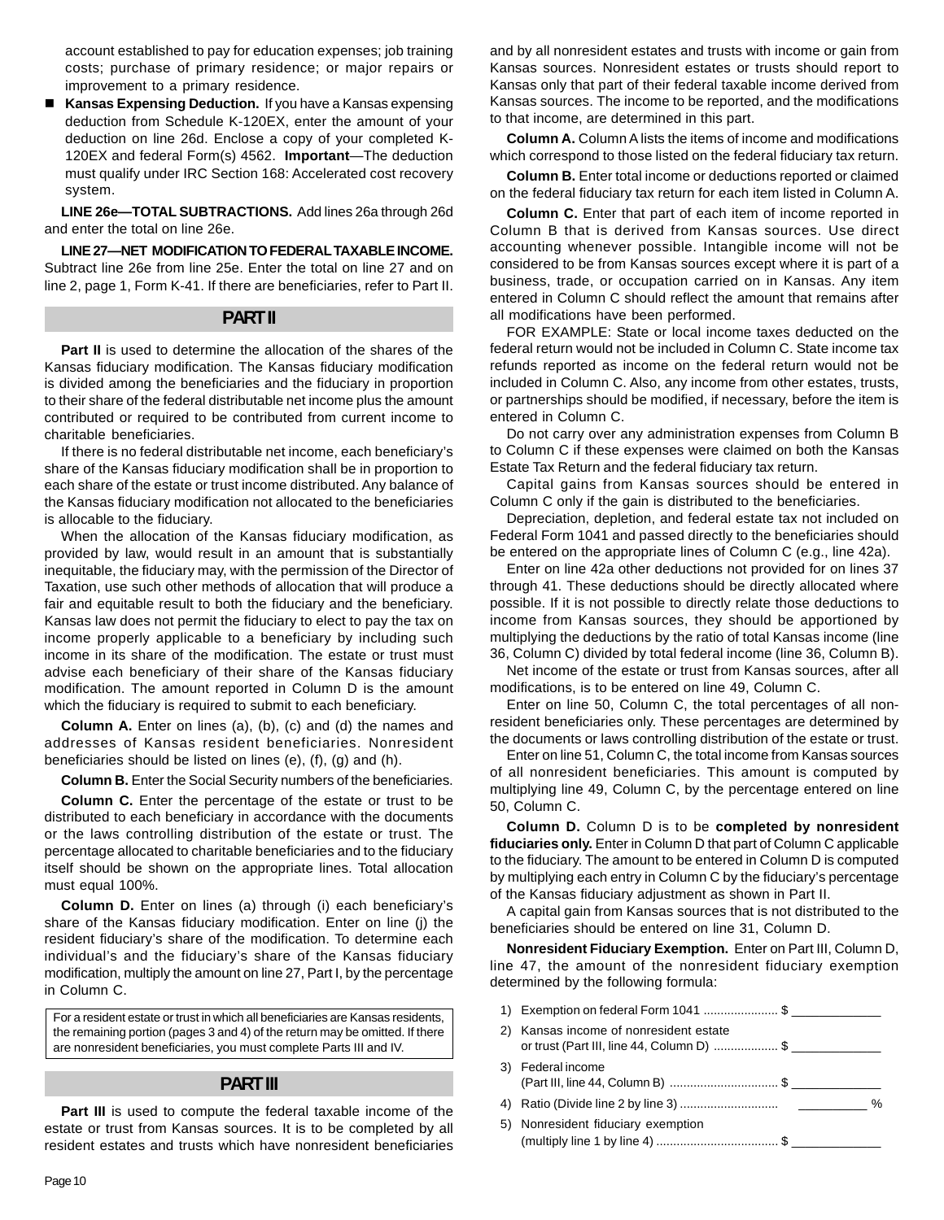account established to pay for education expenses; job training costs; purchase of primary residence; or major repairs or improvement to a primary residence.

- **Kansas Expensing Deduction.** If you have a Kansas expensing deduction from Schedule K-120EX, enter the amount of your deduction on line 26d. Enclose a copy of your completed K-120EX and federal Form(s) 4562. **Important**—The deduction must qualify under IRC Section 168: Accelerated cost recovery system.

**LINE 26e—TOTAL SUBTRACTIONS.** Add lines 26a through 26d and enter the total on line 26e.

**LINE 27—NET MODIFICATION TO FEDERAL TAXABLE INCOME.** Subtract line 26e from line 25e. Enter the total on line 27 and on line 2, page 1, Form K-41. If there are beneficiaries, refer to Part II.

## PART II

**Part II** is used to determine the allocation of the shares of the Kansas fiduciary modification. The Kansas fiduciary modification is divided among the beneficiaries and the fiduciary in proportion to their share of the federal distributable net income plus the amount contributed or required to be contributed from current income to charitable beneficiaries.

If there is no federal distributable net income, each beneficiary's share of the Kansas fiduciary modification shall be in proportion to each share of the estate or trust income distributed. Any balance of the Kansas fiduciary modification not allocated to the beneficiaries is allocable to the fiduciary.

When the allocation of the Kansas fiduciary modification, as provided by law, would result in an amount that is substantially inequitable, the fiduciary may, with the permission of the Director of Taxation, use such other methods of allocation that will produce a fair and equitable result to both the fiduciary and the beneficiary. Kansas law does not permit the fiduciary to elect to pay the tax on income properly applicable to a beneficiary by including such income in its share of the modification. The estate or trust must advise each beneficiary of their share of the Kansas fiduciary modification. The amount reported in Column D is the amount which the fiduciary is required to submit to each beneficiary.

**Column A.** Enter on lines (a), (b), (c) and (d) the names and addresses of Kansas resident beneficiaries. Nonresident beneficiaries should be listed on lines (e), (f), (g) and (h).

**Column B.** Enter the Social Security numbers of the beneficiaries.

**Column C.** Enter the percentage of the estate or trust to be distributed to each beneficiary in accordance with the documents or the laws controlling distribution of the estate or trust. The percentage allocated to charitable beneficiaries and to the fiduciary itself should be shown on the appropriate lines. Total allocation must equal 100%.

**Column D.** Enter on lines (a) through (i) each beneficiary's share of the Kansas fiduciary modification. Enter on line (j) the resident fiduciary's share of the modification. To determine each individual's and the fiduciary's share of the Kansas fiduciary modification, multiply the amount on line 27, Part I, by the percentage in Column C.

For a resident estate or trust in which all beneficiaries are Kansas residents, the remaining portion (pages 3 and 4) of the return may be omitted. If there are nonresident beneficiaries, you must complete Parts III and IV.

## PART III

**Part III** is used to compute the federal taxable income of the estate or trust from Kansas sources. It is to be completed by all resident estates and trusts which have nonresident beneficiaries and by all nonresident estates and trusts with income or gain from Kansas sources. Nonresident estates or trusts should report to Kansas only that part of their federal taxable income derived from Kansas sources. The income to be reported, and the modifications to that income, are determined in this part.

**Column A.** Column A lists the items of income and modifications which correspond to those listed on the federal fiduciary tax return.

**Column B.** Enter total income or deductions reported or claimed on the federal fiduciary tax return for each item listed in Column A.

**Column C.** Enter that part of each item of income reported in Column B that is derived from Kansas sources. Use direct accounting whenever possible. Intangible income will not be considered to be from Kansas sources except where it is part of a business, trade, or occupation carried on in Kansas. Any item entered in Column C should reflect the amount that remains after all modifications have been performed.

FOR EXAMPLE: State or local income taxes deducted on the federal return would not be included in Column C. State income tax refunds reported as income on the federal return would not be included in Column C. Also, any income from other estates, trusts, or partnerships should be modified, if necessary, before the item is entered in Column C.

Do not carry over any administration expenses from Column B to Column C if these expenses were claimed on both the Kansas Estate Tax Return and the federal fiduciary tax return.

Capital gains from Kansas sources should be entered in Column C only if the gain is distributed to the beneficiaries.

Depreciation, depletion, and federal estate tax not included on Federal Form 1041 and passed directly to the beneficiaries should be entered on the appropriate lines of Column C (e.g., line 42a).

Enter on line 42a other deductions not provided for on lines 37 through 41. These deductions should be directly allocated where possible. If it is not possible to directly relate those deductions to income from Kansas sources, they should be apportioned by multiplying the deductions by the ratio of total Kansas income (line 36, Column C) divided by total federal income (line 36, Column B).

Net income of the estate or trust from Kansas sources, after all modifications, is to be entered on line 49, Column C.

Enter on line 50, Column C, the total percentages of all nonresident beneficiaries only. These percentages are determined by the documents or laws controlling distribution of the estate or trust.

Enter on line 51, Column C, the total income from Kansas sources of all nonresident beneficiaries. This amount is computed by multiplying line 49, Column C, by the percentage entered on line 50, Column C.

**Column D.** Column D is to be **completed by nonresident fiduciaries only.** Enter in Column D that part of Column C applicable to the fiduciary. The amount to be entered in Column D is computed by multiplying each entry in Column C by the fiduciary's percentage of the Kansas fiduciary adjustment as shown in Part II.

A capital gain from Kansas sources that is not distributed to the beneficiaries should be entered on line 31, Column D.

**Nonresident Fiduciary Exemption.** Enter on Part III, Column D, line 47, the amount of the nonresident fiduciary exemption determined by the following formula:

1) Exemption on federal Form 1041 ...................... $ ____________
2) Kansas income of nonresident estate or trust (Part III, line 44, Column D) ................... $ ____________
3) Federal income (Part III, line 44, Column B) ................................ $ ____________
4) Ratio (Divide line 2 by line 3) ............................ __________ %
5) Nonresident fiduciary exemption (multiply line 1 by line 4) ................................... $ ____________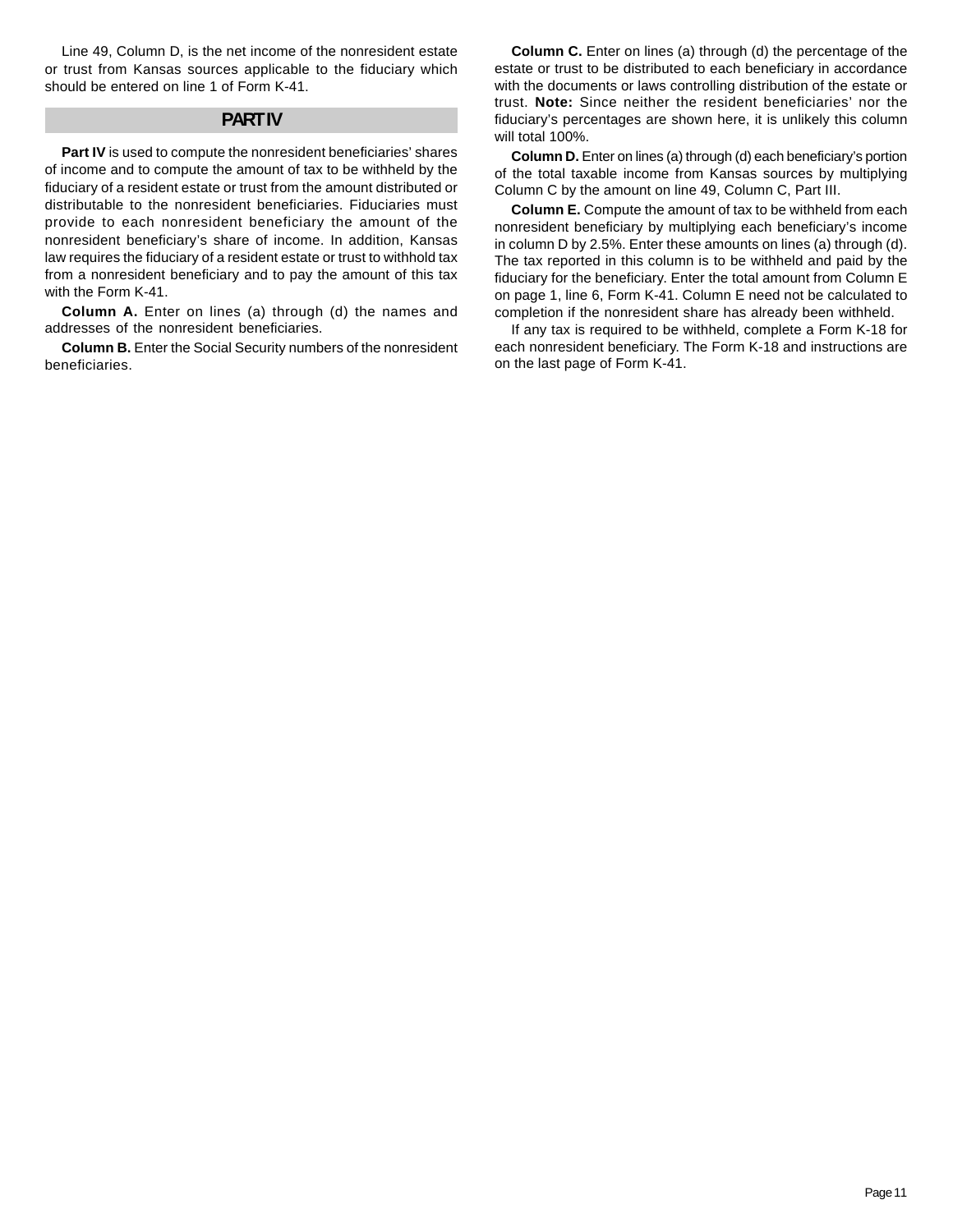Line 49, Column D, is the net income of the nonresident estate or trust from Kansas sources applicable to the fiduciary which should be entered on line 1 of Form K-41.

## PART IV

**Part IV** is used to compute the nonresident beneficiaries' shares of income and to compute the amount of tax to be withheld by the fiduciary of a resident estate or trust from the amount distributed or distributable to the nonresident beneficiaries. Fiduciaries must provide to each nonresident beneficiary the amount of the nonresident beneficiary's share of income. In addition, Kansas law requires the fiduciary of a resident estate or trust to withhold tax from a nonresident beneficiary and to pay the amount of this tax with the Form K-41.

**Column A.** Enter on lines (a) through (d) the names and addresses of the nonresident beneficiaries.

**Column B.** Enter the Social Security numbers of the nonresident beneficiaries.

**Column C.** Enter on lines (a) through (d) the percentage of the estate or trust to be distributed to each beneficiary in accordance with the documents or laws controlling distribution of the estate or trust. **Note:** Since neither the resident beneficiaries' nor the fiduciary's percentages are shown here, it is unlikely this column will total 100%.

**Column D.** Enter on lines (a) through (d) each beneficiary's portion of the total taxable income from Kansas sources by multiplying Column C by the amount on line 49, Column C, Part III.

**Column E.** Compute the amount of tax to be withheld from each nonresident beneficiary by multiplying each beneficiary's income in column D by 2.5%. Enter these amounts on lines (a) through (d). The tax reported in this column is to be withheld and paid by the fiduciary for the beneficiary. Enter the total amount from Column E on page 1, line 6, Form K-41. Column E need not be calculated to completion if the nonresident share has already been withheld.

If any tax is required to be withheld, complete a Form K-18 for each nonresident beneficiary. The Form K-18 and instructions are on the last page of Form K-41.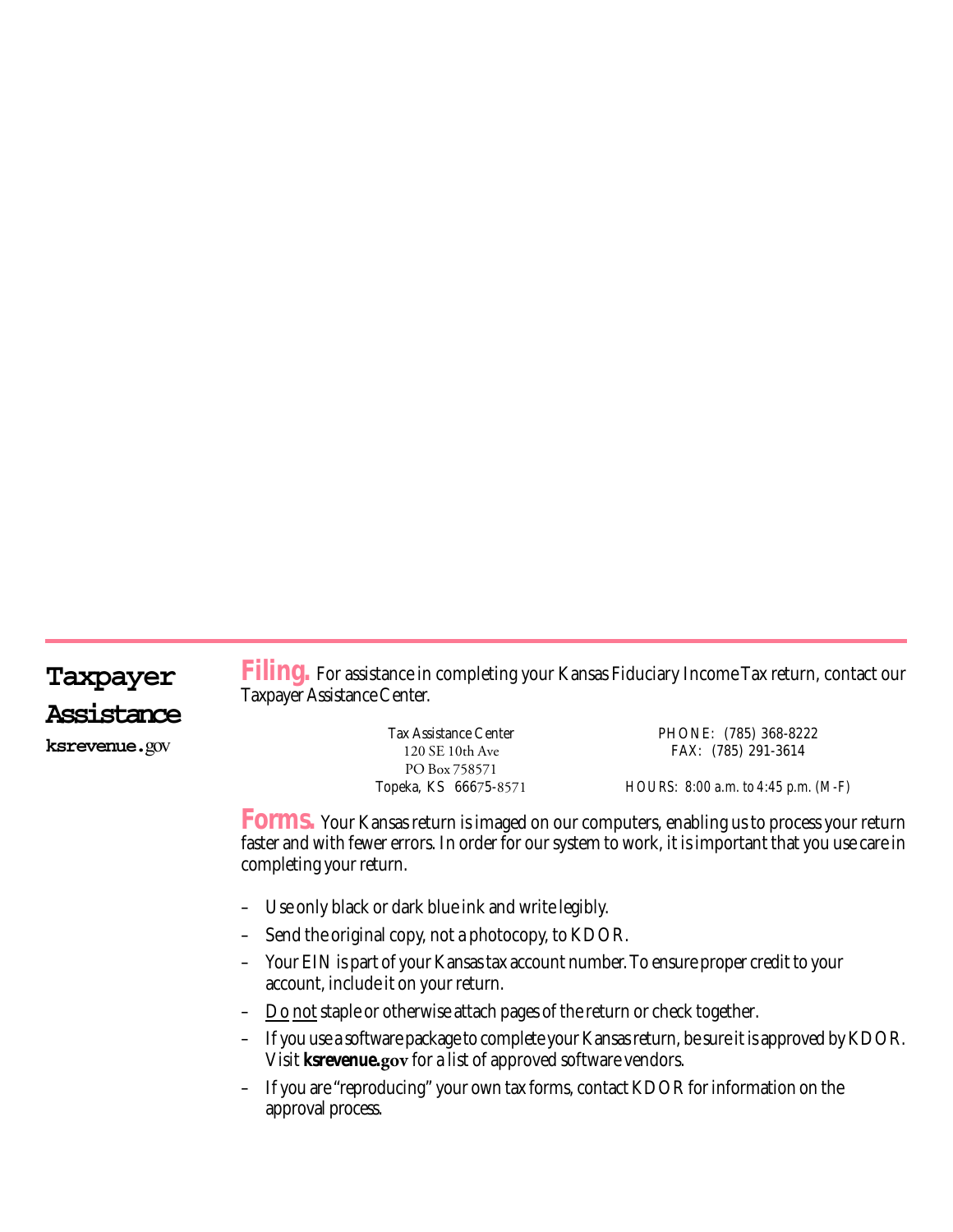## Taxpayer Assistance

**ksrevenue.gov**

**Filing.** For assistance in completing your Kansas Fiduciary Income Tax return, contact our Taxpayer Assistance Center.

Tax Assistance Center
120 SE 10th Ave
PO Box 758571
Topeka, KS 66675-8571

PHONE: (785) 368-8222
FAX: (785) 291-3614

HOURS: 8:00 a.m. to 4:45 p.m. (M-F)

**Forms.** Your Kansas return is imaged on our computers, enabling us to process your return faster and with fewer errors. In order for our system to work, it is important that you use care in completing your return.

- Use only black or dark blue ink and write legibly.
- Send the original copy, not a photocopy, to KDOR.
- Your EIN is part of your Kansas tax account number. To ensure proper credit to your account, include it on your return.
- Do not staple or otherwise attach pages of the return or check together.
- If you use a software package to complete your Kansas return, be sure it is approved by KDOR. Visit **ksrevenue.gov** for a list of approved software vendors.
- If you are "reproducing" your own tax forms, contact KDOR for information on the approval process.